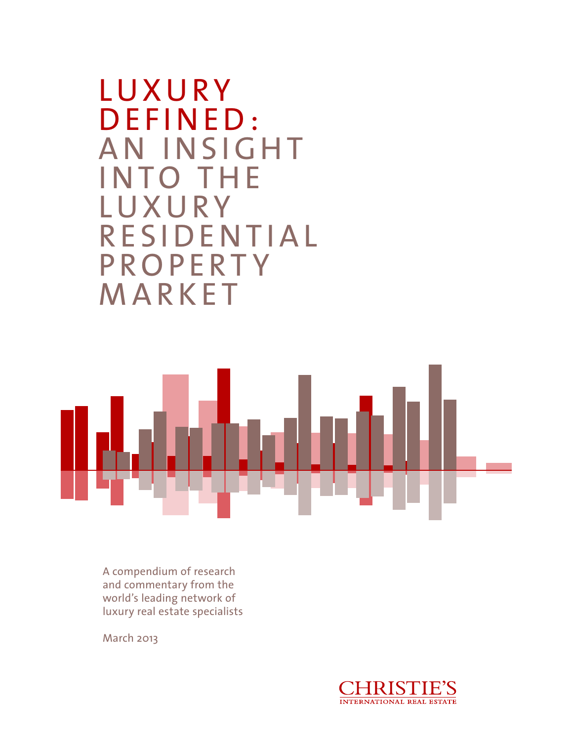# LUXURY DEFINED: AN INSIGHT INTO THE LUXURY RESIDENTIAL PROPERTY MARKET

A compendium of research and commentary from the world's leading network of luxury real estate specialists

March 2013

CHRISTIE'S INTERNATIONAL REAL ESTATE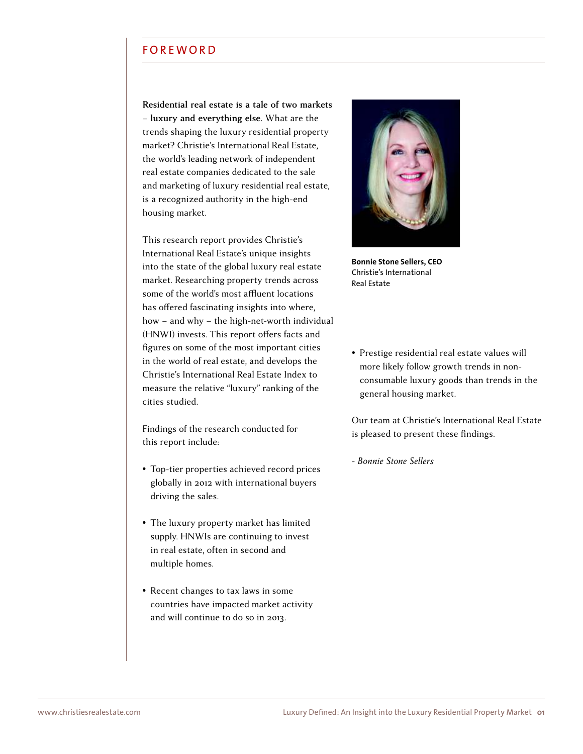# FOREWORD

**Residential real estate is a tale of two markets – luxury and everything else.** What are the trends shaping the luxury residential property market? Christie's International Real Estate, the world's leading network of independent real estate companies dedicated to the sale and marketing of luxury residential real estate, is a recognized authority in the high-end housing market.

This research report provides Christie's International Real Estate's unique insights into the state of the global luxury real estate market. Researching property trends across some of the world's most affluent locations has offered fascinating insights into where, how – and why – the high-net-worth individual (HNWI) invests. This report offers facts and figures on some of the most important cities in the world of real estate, and develops the Christie's International Real Estate Index to measure the relative "luxury" ranking of the cities studied.

Findings of the research conducted for this report include:

- Top-tier properties achieved record prices globally in 2012 with international buyers driving the sales.
- The luxury property market has limited supply. HNWIs are continuing to invest in real estate, often in second and multiple homes.
- Recent changes to tax laws in some countries have impacted market activity and will continue to do so in 2013.
- Prestige residential real estate values will more likely follow growth trends in non-consumable luxury goods than trends in the general housing market.

Our team at Christie's International Real Estate is pleased to present these findings.

*- Bonnie Stone Sellers*

**Bonnie Stone Sellers, CEO**
Christie's International Real Estate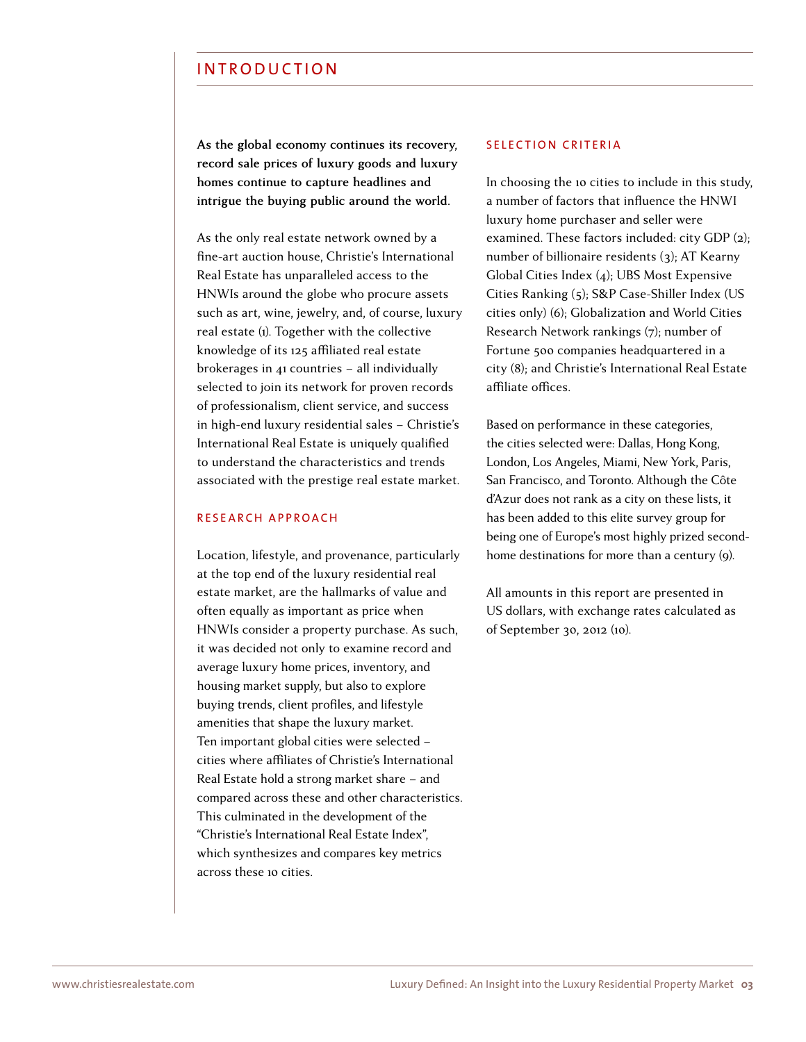# INTRODUCTION

**As the global economy continues its recovery, record sale prices of luxury goods and luxury homes continue to capture headlines and intrigue the buying public around the world.**

As the only real estate network owned by a fine-art auction house, Christie's International Real Estate has unparalleled access to the HNWIs around the globe who procure assets such as art, wine, jewelry, and, of course, luxury real estate (1). Together with the collective knowledge of its 125 affiliated real estate brokerages in 41 countries – all individually selected to join its network for proven records of professionalism, client service, and success in high-end luxury residential sales – Christie's International Real Estate is uniquely qualified to understand the characteristics and trends associated with the prestige real estate market.

## RESEARCH APPROACH

Location, lifestyle, and provenance, particularly at the top end of the luxury residential real estate market, are the hallmarks of value and often equally as important as price when HNWIs consider a property purchase. As such, it was decided not only to examine record and average luxury home prices, inventory, and housing market supply, but also to explore buying trends, client profiles, and lifestyle amenities that shape the luxury market. Ten important global cities were selected – cities where affiliates of Christie's International Real Estate hold a strong market share – and compared across these and other characteristics. This culminated in the development of the "Christie's International Real Estate Index", which synthesizes and compares key metrics across these 10 cities.

## SELECTION CRITERIA

In choosing the 10 cities to include in this study, a number of factors that influence the HNWI luxury home purchaser and seller were examined. These factors included: city GDP (2); number of billionaire residents (3); AT Kearny Global Cities Index (4); UBS Most Expensive Cities Ranking (5); S&P Case-Shiller Index (US cities only) (6); Globalization and World Cities Research Network rankings (7); number of Fortune 500 companies headquartered in a city (8); and Christie's International Real Estate affiliate offices.

Based on performance in these categories, the cities selected were: Dallas, Hong Kong, London, Los Angeles, Miami, New York, Paris, San Francisco, and Toronto. Although the Côte d'Azur does not rank as a city on these lists, it has been added to this elite survey group for being one of Europe's most highly prized second-home destinations for more than a century (9).

All amounts in this report are presented in US dollars, with exchange rates calculated as of September 30, 2012 (10).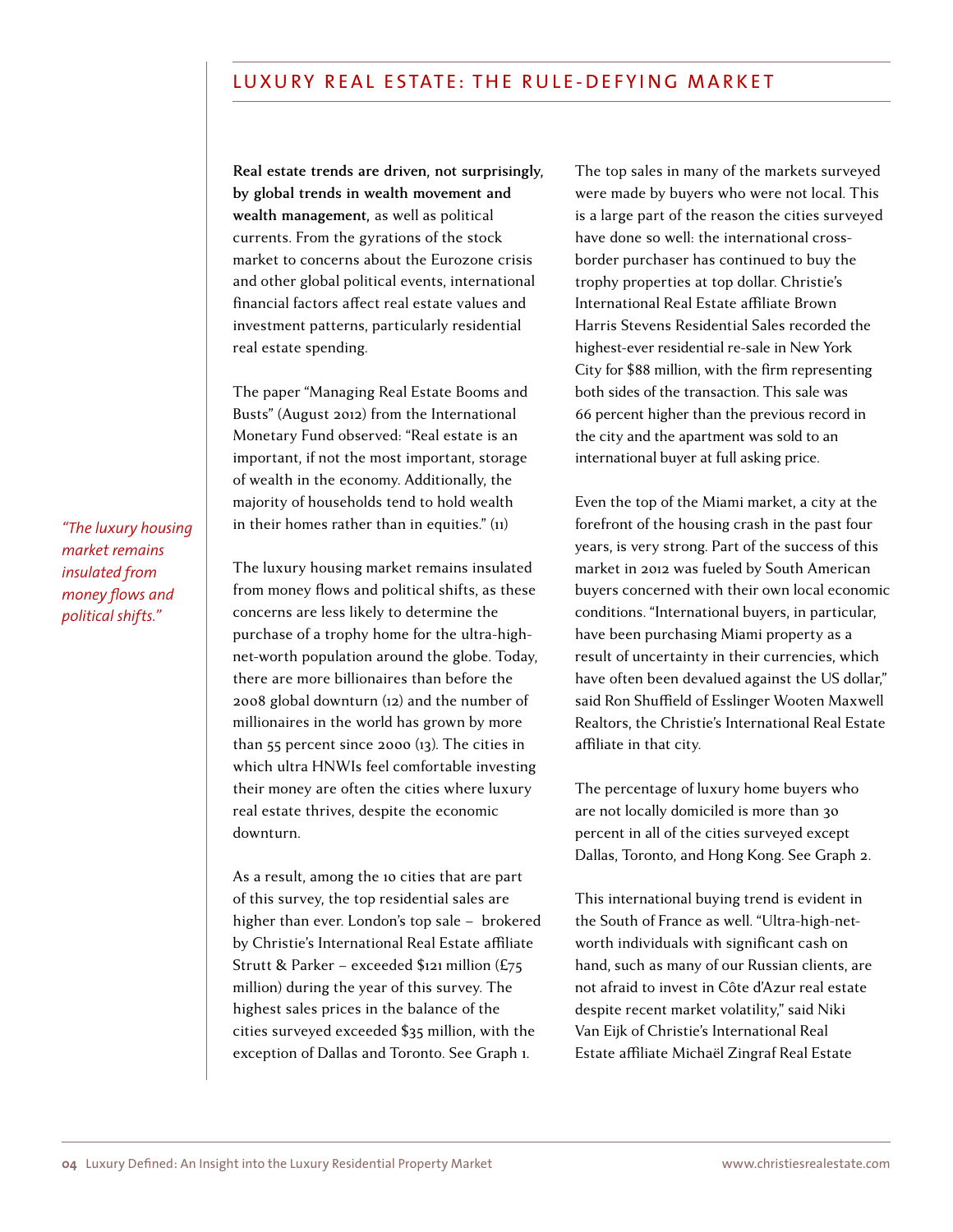## LUXURY REAL ESTATE: THE RULE-DEFYING MARKET

**Real estate trends are driven, not surprisingly, by global trends in wealth movement and wealth management,** as well as political currents. From the gyrations of the stock market to concerns about the Eurozone crisis and other global political events, international financial factors affect real estate values and investment patterns, particularly residential real estate spending.

The paper "Managing Real Estate Booms and Busts" (August 2012) from the International Monetary Fund observed: "Real estate is an important, if not the most important, storage of wealth in the economy. Additionally, the majority of households tend to hold wealth in their homes rather than in equities." (11)

*"The luxury housing market remains insulated from money flows and political shifts."*

The luxury housing market remains insulated from money flows and political shifts, as these concerns are less likely to determine the purchase of a trophy home for the ultra-high-net-worth population around the globe. Today, there are more billionaires than before the 2008 global downturn (12) and the number of millionaires in the world has grown by more than 55 percent since 2000 (13). The cities in which ultra HNWIs feel comfortable investing their money are often the cities where luxury real estate thrives, despite the economic downturn.

As a result, among the 10 cities that are part of this survey, the top residential sales are higher than ever. London's top sale – brokered by Christie's International Real Estate affiliate Strutt & Parker – exceeded $121 million (£75 million) during the year of this survey. The highest sales prices in the balance of the cities surveyed exceeded $35 million, with the exception of Dallas and Toronto. See Graph 1.

The top sales in many of the markets surveyed were made by buyers who were not local. This is a large part of the reason the cities surveyed have done so well: the international cross-border purchaser has continued to buy the trophy properties at top dollar. Christie's International Real Estate affiliate Brown Harris Stevens Residential Sales recorded the highest-ever residential re-sale in New York City for $88 million, with the firm representing both sides of the transaction. This sale was 66 percent higher than the previous record in the city and the apartment was sold to an international buyer at full asking price.

Even the top of the Miami market, a city at the forefront of the housing crash in the past four years, is very strong. Part of the success of this market in 2012 was fueled by South American buyers concerned with their own local economic conditions. "International buyers, in particular, have been purchasing Miami property as a result of uncertainty in their currencies, which have often been devalued against the US dollar," said Ron Shuffield of Esslinger Wooten Maxwell Realtors, the Christie's International Real Estate affiliate in that city.

The percentage of luxury home buyers who are not locally domiciled is more than 30 percent in all of the cities surveyed except Dallas, Toronto, and Hong Kong. See Graph 2.

This international buying trend is evident in the South of France as well. "Ultra-high-net-worth individuals with significant cash on hand, such as many of our Russian clients, are not afraid to invest in Côte d'Azur real estate despite recent market volatility," said Niki Van Eijk of Christie's International Real Estate affiliate Michaël Zingraf Real Estate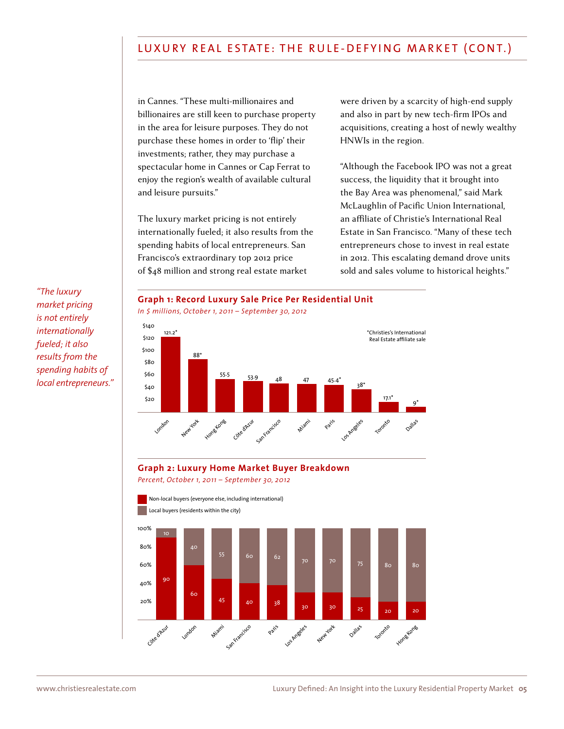in Cannes. "These multi-millionaires and billionaires are still keen to purchase property in the area for leisure purposes. They do not purchase these homes in order to 'flip' their investments; rather, they may purchase a spectacular home in Cannes or Cap Ferrat to enjoy the region's wealth of available cultural and leisure pursuits."

The luxury market pricing is not entirely internationally fueled; it also results from the spending habits of local entrepreneurs. San Francisco's extraordinary top 2012 price of $48 million and strong real estate market were driven by a scarcity of high-end supply and also in part by new tech-firm IPOs and acquisitions, creating a host of newly wealthy HNWIs in the region.

"Although the Facebook IPO was not a great success, the liquidity that it brought into the Bay Area was phenomenal," said Mark McLaughlin of Pacific Union International, an affiliate of Christie's International Real Estate in San Francisco. "Many of these tech entrepreneurs chose to invest in real estate in 2012. This escalating demand drove units sold and sales volume to historical heights."

*"The luxury market pricing is not entirely internationally fueled; it also results from the spending habits of local entrepreneurs."*

### Graph 1: Record Luxury Sale Price Per Residential Unit

*In $ millions, October 1, 2011 – September 30, 2012*

| City | Price ($ millions) |
|---|---|
| London | 121.2* |
| New York | 88* |
| Hong Kong | 55.5 |
| Côte d'Azur | 53.9 |
| San Francisco | 48 |
| Miami | 47 |
| Paris | 45.4* |
| Los Angeles | 38* |
| Toronto | 17.1* |
| Dallas | 9* |

*Christies's International Real Estate affiliate sale

### Graph 2: Luxury Home Market Buyer Breakdown

*Percent, October 1, 2011 – September 30, 2012*

| City | Non-local buyers (everyone else, including international) | Local buyers (residents within the city) |
|---|---|---|
| Côte d'Azur | 90 | 10 |
| London | 60 | 40 |
| Miami | 45 | 55 |
| San Francisco | 40 | 60 |
| Paris | 38 | 62 |
| Los Angeles | 30 | 70 |
| New York | 30 | 70 |
| Dallas | 25 | 75 |
| Toronto | 20 | 80 |
| Hong Kong | 20 | 80 |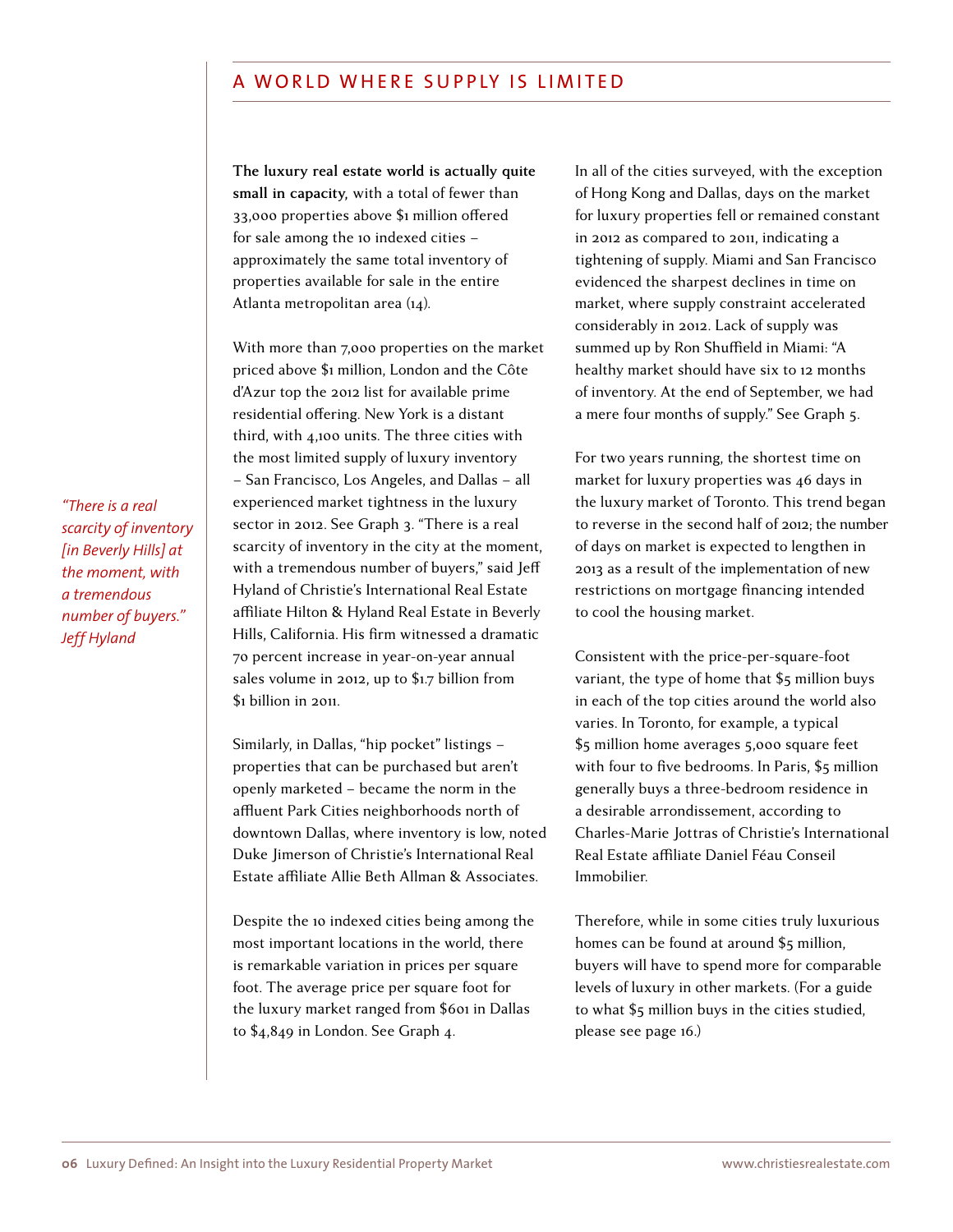## A WORLD WHERE SUPPLY IS LIMITED

**The luxury real estate world is actually quite small in capacity,** with a total of fewer than 33,000 properties above $1 million offered for sale among the 10 indexed cities – approximately the same total inventory of properties available for sale in the entire Atlanta metropolitan area (14).

With more than 7,000 properties on the market priced above $1 million, London and the Côte d'Azur top the 2012 list for available prime residential offering. New York is a distant third, with 4,100 units. The three cities with the most limited supply of luxury inventory – San Francisco, Los Angeles, and Dallas – all experienced market tightness in the luxury sector in 2012. See Graph 3. "There is a real scarcity of inventory in the city at the moment, with a tremendous number of buyers," said Jeff Hyland of Christie's International Real Estate affiliate Hilton & Hyland Real Estate in Beverly Hills, California. His firm witnessed a dramatic 70 percent increase in year-on-year annual sales volume in 2012, up to $1.7 billion from $1 billion in 2011.

*"There is a real scarcity of inventory [in Beverly Hills] at the moment, with a tremendous number of buyers." Jeff Hyland*

Similarly, in Dallas, "hip pocket" listings – properties that can be purchased but aren't openly marketed – became the norm in the affluent Park Cities neighborhoods north of downtown Dallas, where inventory is low, noted Duke Jimerson of Christie's International Real Estate affiliate Allie Beth Allman & Associates.

Despite the 10 indexed cities being among the most important locations in the world, there is remarkable variation in prices per square foot. The average price per square foot for the luxury market ranged from $601 in Dallas to $4,849 in London. See Graph 4.

In all of the cities surveyed, with the exception of Hong Kong and Dallas, days on the market for luxury properties fell or remained constant in 2012 as compared to 2011, indicating a tightening of supply. Miami and San Francisco evidenced the sharpest declines in time on market, where supply constraint accelerated considerably in 2012. Lack of supply was summed up by Ron Shuffield in Miami: "A healthy market should have six to 12 months of inventory. At the end of September, we had a mere four months of supply." See Graph 5.

For two years running, the shortest time on market for luxury properties was 46 days in the luxury market of Toronto. This trend began to reverse in the second half of 2012; the number of days on market is expected to lengthen in 2013 as a result of the implementation of new restrictions on mortgage financing intended to cool the housing market.

Consistent with the price-per-square-foot variant, the type of home that $5 million buys in each of the top cities around the world also varies. In Toronto, for example, a typical $5 million home averages 5,000 square feet with four to five bedrooms. In Paris, $5 million generally buys a three-bedroom residence in a desirable arrondissement, according to Charles-Marie Jottras of Christie's International Real Estate affiliate Daniel Féau Conseil Immobilier.

Therefore, while in some cities truly luxurious homes can be found at around $5 million, buyers will have to spend more for comparable levels of luxury in other markets. (For a guide to what $5 million buys in the cities studied, please see page 16.)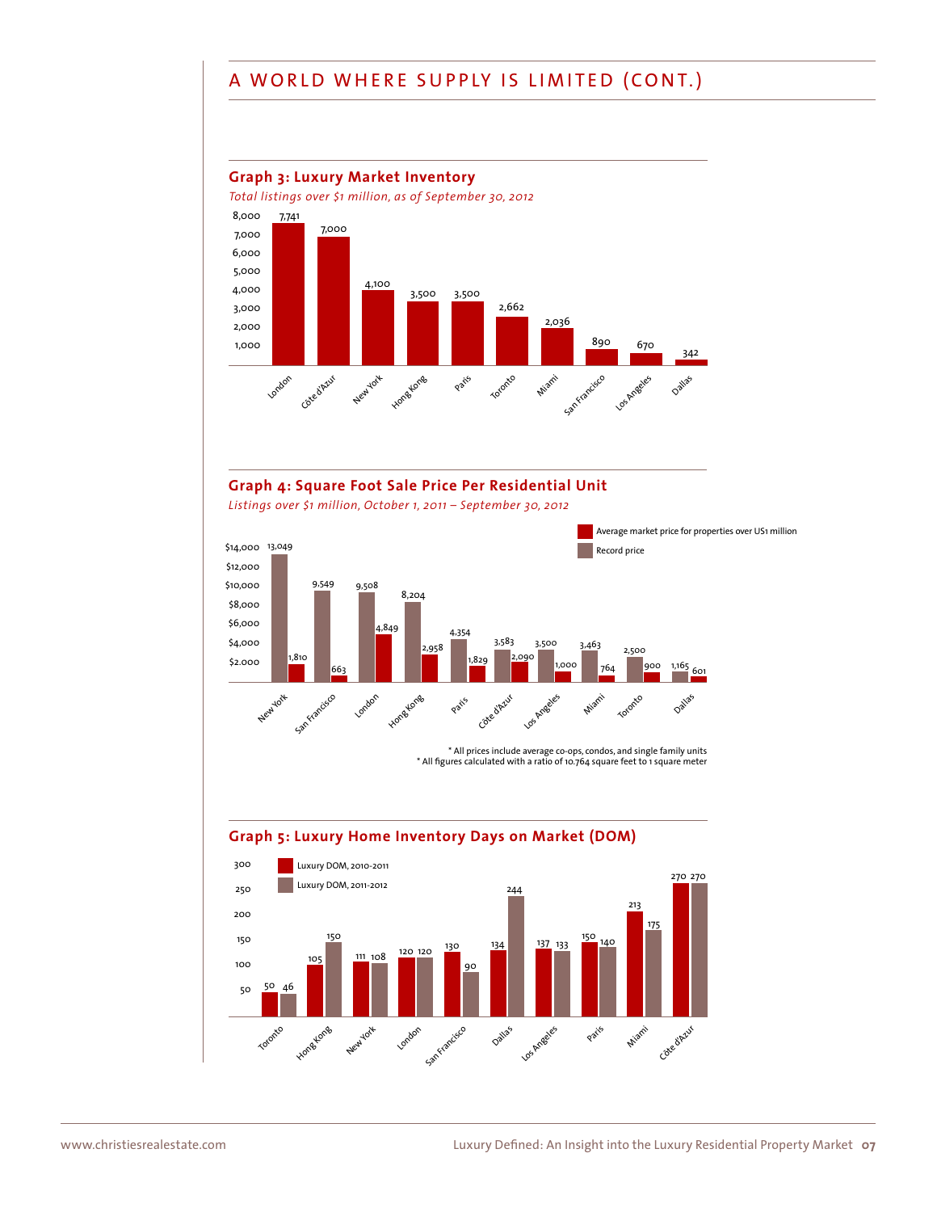# A WORLD WHERE SUPPLY IS LIMITED (CONT.)

## Graph 3: Luxury Market Inventory

*Total listings over $1 million, as of September 30, 2012*

| City | Listings |
|---|---|
| London | 7,741 |
| Côte d'Azur | 7,000 |
| New York | 4,100 |
| Hong Kong | 3,500 |
| Paris | 3,500 |
| Toronto | 2,662 |
| Miami | 2,036 |
| San Francisco | 890 |
| Los Angeles | 670 |
| Dallas | 342 |

## Graph 4: Square Foot Sale Price Per Residential Unit

*Listings over $1 million, October 1, 2011 – September 30, 2012*

| City | Record price | Average market price for properties over US1 million |
|---|---|---|
| New York | 13,049 | 1,810 |
| San Francisco | 9,549 | 663 |
| London | 9,508 | 4,849 |
| Hong Kong | 8,204 | 2,958 |
| Paris | 4,354 | 1,829 |
| Côte d'Azur | 3,583 | 2,090 |
| Los Angeles | 3,500 | 1,000 |
| Miami | 3,463 | 764 |
| Toronto | 2,500 | 900 |
| Dallas | 1,165 | 601 |

* All prices include average co-ops, condos, and single family units
* All figures calculated with a ratio of 10.764 square feet to 1 square meter

## Graph 5: Luxury Home Inventory Days on Market (DOM)

| City | Luxury DOM, 2010-2011 | Luxury DOM, 2011-2012 |
|---|---|---|
| Toronto | 50 | 46 |
| Hong Kong | 105 | 150 |
| New York | 111 | 108 |
| London | 120 | 120 |
| San Francisco | 130 | 90 |
| Dallas | 134 | 244 |
| Los Angeles | 137 | 133 |
| Paris | 150 | 140 |
| Miami | 213 | 175 |
| Côte d'Azur | 270 | 270 |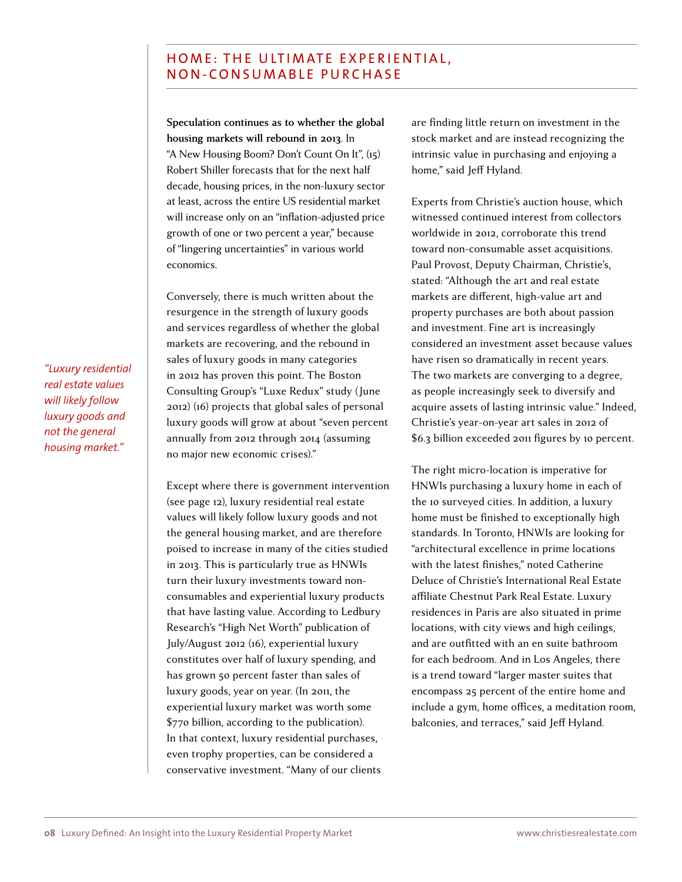## HOME: THE ULTIMATE EXPERIENTIAL, NON-CONSUMABLE PURCHASE

*"Luxury residential real estate values will likely follow luxury goods and not the general housing market."*

**Speculation continues as to whether the global housing markets will rebound in 2013**. In "A New Housing Boom? Don't Count On It", (15) Robert Shiller forecasts that for the next half decade, housing prices, in the non-luxury sector at least, across the entire US residential market will increase only on an "inflation-adjusted price growth of one or two percent a year," because of "lingering uncertainties" in various world economics.

Conversely, there is much written about the resurgence in the strength of luxury goods and services regardless of whether the global markets are recovering, and the rebound in sales of luxury goods in many categories in 2012 has proven this point. The Boston Consulting Group's "Luxe Redux" study (June 2012) (16) projects that global sales of personal luxury goods will grow at about "seven percent annually from 2012 through 2014 (assuming no major new economic crises)."

Except where there is government intervention (see page 12), luxury residential real estate values will likely follow luxury goods and not the general housing market, and are therefore poised to increase in many of the cities studied in 2013. This is particularly true as HNWIs turn their luxury investments toward non-consumables and experiential luxury products that have lasting value. According to Ledbury Research's "High Net Worth" publication of July/August 2012 (16), experiential luxury constitutes over half of luxury spending, and has grown 50 percent faster than sales of luxury goods, year on year. (In 2011, the experiential luxury market was worth some $770 billion, according to the publication). In that context, luxury residential purchases, even trophy properties, can be considered a conservative investment. "Many of our clients are finding little return on investment in the stock market and are instead recognizing the intrinsic value in purchasing and enjoying a home," said Jeff Hyland.

Experts from Christie's auction house, which witnessed continued interest from collectors worldwide in 2012, corroborate this trend toward non-consumable asset acquisitions. Paul Provost, Deputy Chairman, Christie's, stated: "Although the art and real estate markets are different, high-value art and property purchases are both about passion and investment. Fine art is increasingly considered an investment asset because values have risen so dramatically in recent years. The two markets are converging to a degree, as people increasingly seek to diversify and acquire assets of lasting intrinsic value." Indeed, Christie's year-on-year art sales in 2012 of $6.3 billion exceeded 2011 figures by 10 percent.

The right micro-location is imperative for HNWIs purchasing a luxury home in each of the 10 surveyed cities. In addition, a luxury home must be finished to exceptionally high standards. In Toronto, HNWIs are looking for "architectural excellence in prime locations with the latest finishes," noted Catherine Deluce of Christie's International Real Estate affiliate Chestnut Park Real Estate. Luxury residences in Paris are also situated in prime locations, with city views and high ceilings, and are outfitted with an en suite bathroom for each bedroom. And in Los Angeles, there is a trend toward "larger master suites that encompass 25 percent of the entire home and include a gym, home offices, a meditation room, balconies, and terraces," said Jeff Hyland.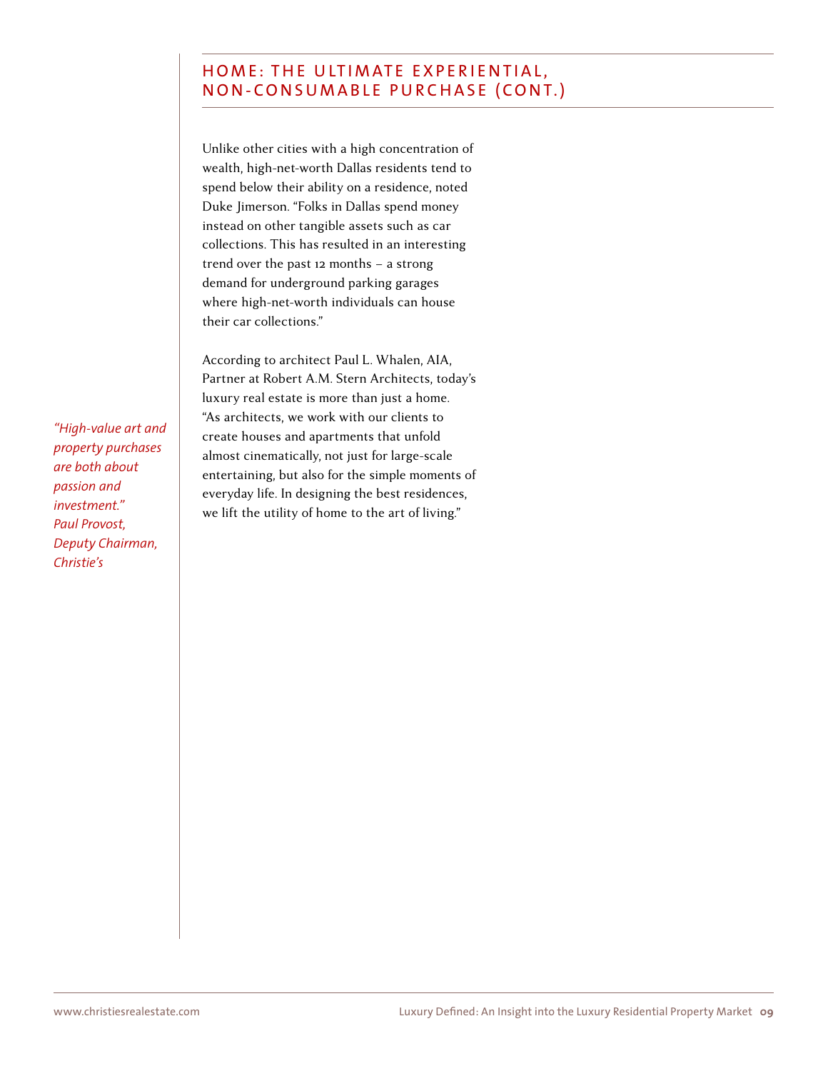## HOME: THE ULTIMATE EXPERIENTIAL, NON-CONSUMABLE PURCHASE (CONT.)

*"High-value art and property purchases are both about passion and investment."*
*Paul Provost, Deputy Chairman, Christie's*

Unlike other cities with a high concentration of wealth, high-net-worth Dallas residents tend to spend below their ability on a residence, noted Duke Jimerson. "Folks in Dallas spend money instead on other tangible assets such as car collections. This has resulted in an interesting trend over the past 12 months – a strong demand for underground parking garages where high-net-worth individuals can house their car collections."

According to architect Paul L. Whalen, AIA, Partner at Robert A.M. Stern Architects, today's luxury real estate is more than just a home. "As architects, we work with our clients to create houses and apartments that unfold almost cinematically, not just for large-scale entertaining, but also for the simple moments of everyday life. In designing the best residences, we lift the utility of home to the art of living."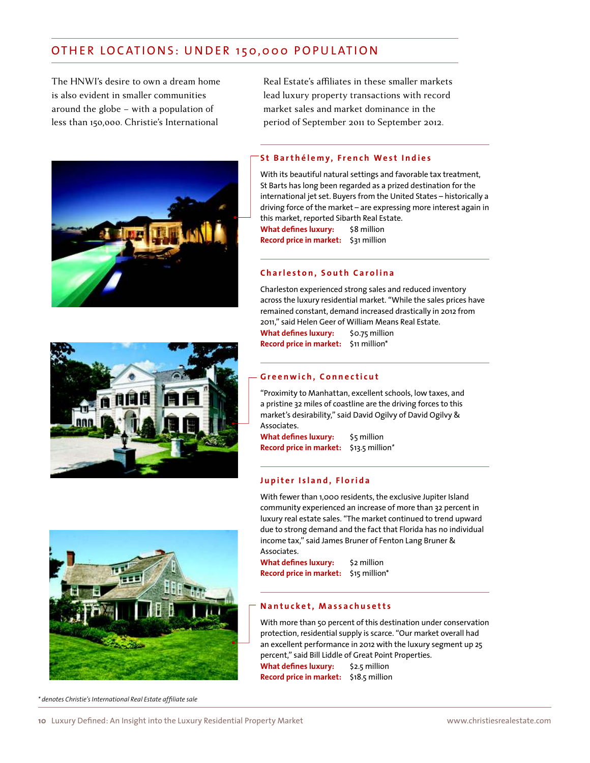## OTHER LOCATIONS: UNDER 150,000 POPULATION

The HNWI's desire to own a dream home is also evident in smaller communities around the globe – with a population of less than 150,000. Christie's International Real Estate's affiliates in these smaller markets lead luxury property transactions with record market sales and market dominance in the period of September 2011 to September 2012.

### St Barthélemy, French West Indies

With its beautiful natural settings and favorable tax treatment, St Barts has long been regarded as a prized destination for the international jet set. Buyers from the United States – historically a driving force of the market – are expressing more interest again in this market, reported Sibarth Real Estate.

**What defines luxury:** $8 million
**Record price in market:** $31 million

### Charleston, South Carolina

Charleston experienced strong sales and reduced inventory across the luxury residential market. "While the sales prices have remained constant, demand increased drastically in 2012 from 2011," said Helen Geer of William Means Real Estate.

**What defines luxury:** $0.75 million
**Record price in market:** $11 million*

### Greenwich, Connecticut

"Proximity to Manhattan, excellent schools, low taxes, and a pristine 32 miles of coastline are the driving forces to this market's desirability," said David Ogilvy of David Ogilvy & Associates.

**What defines luxury:** $5 million
**Record price in market:** $13.5 million*

### Jupiter Island, Florida

With fewer than 1,000 residents, the exclusive Jupiter Island community experienced an increase of more than 32 percent in luxury real estate sales. "The market continued to trend upward due to strong demand and the fact that Florida has no individual income tax," said James Bruner of Fenton Lang Bruner & Associates.

**What defines luxury:** $2 million
**Record price in market:** $15 million*

### Nantucket, Massachusetts

With more than 50 percent of this destination under conservation protection, residential supply is scarce. "Our market overall had an excellent performance in 2012 with the luxury segment up 25 percent," said Bill Liddle of Great Point Properties.

**What defines luxury:** $2.5 million
**Record price in market:** $18.5 million

*\* denotes Christie's International Real Estate affiliate sale*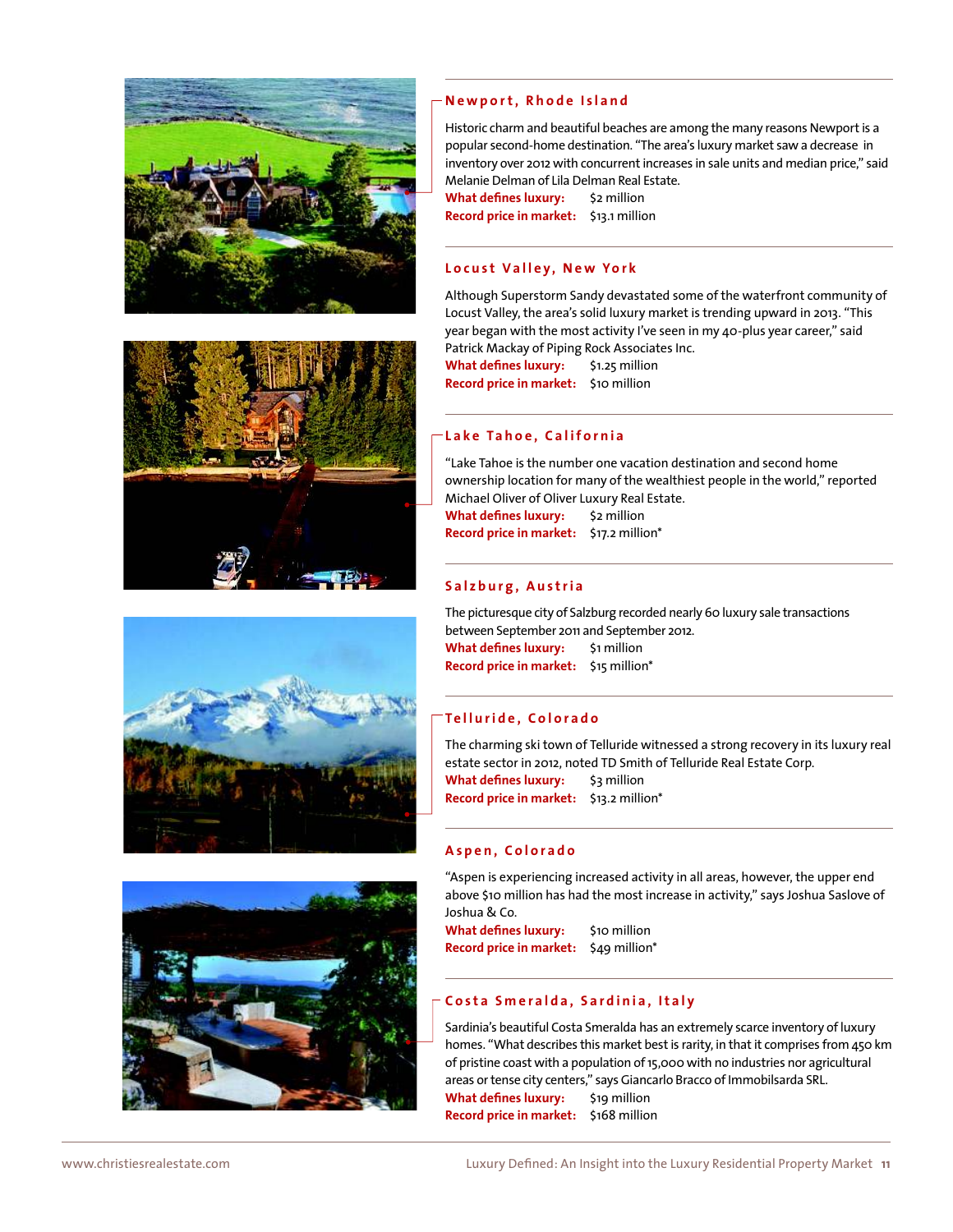## Newport, Rhode Island

Historic charm and beautiful beaches are among the many reasons Newport is a popular second-home destination. "The area's luxury market saw a decrease in inventory over 2012 with concurrent increases in sale units and median price," said Melanie Delman of Lila Delman Real Estate.

**What defines luxury:** $2 million
**Record price in market:** $13.1 million

## Locust Valley, New York

Although Superstorm Sandy devastated some of the waterfront community of Locust Valley, the area's solid luxury market is trending upward in 2013. "This year began with the most activity I've seen in my 40-plus year career," said Patrick Mackay of Piping Rock Associates Inc.

**What defines luxury:** $1.25 million
**Record price in market:** $10 million

## Lake Tahoe, California

"Lake Tahoe is the number one vacation destination and second home ownership location for many of the wealthiest people in the world," reported Michael Oliver of Oliver Luxury Real Estate.

**What defines luxury:** $2 million
**Record price in market:** $17.2 million*

## Salzburg, Austria

The picturesque city of Salzburg recorded nearly 60 luxury sale transactions between September 2011 and September 2012.

**What defines luxury:** $1 million
**Record price in market:** $15 million*

## Telluride, Colorado

The charming ski town of Telluride witnessed a strong recovery in its luxury real estate sector in 2012, noted TD Smith of Telluride Real Estate Corp.

**What defines luxury:** $3 million
**Record price in market:** $13.2 million*

## Aspen, Colorado

"Aspen is experiencing increased activity in all areas, however, the upper end above $10 million has had the most increase in activity," says Joshua Saslove of Joshua & Co.

**What defines luxury:** $10 million
**Record price in market:** $49 million*

## Costa Smeralda, Sardinia, Italy

Sardinia's beautiful Costa Smeralda has an extremely scarce inventory of luxury homes. "What describes this market best is rarity, in that it comprises from 450 km of pristine coast with a population of 15,000 with no industries nor agricultural areas or tense city centers," says Giancarlo Bracco of Immobilsarda SRL.

**What defines luxury:** $19 million
**Record price in market:** $168 million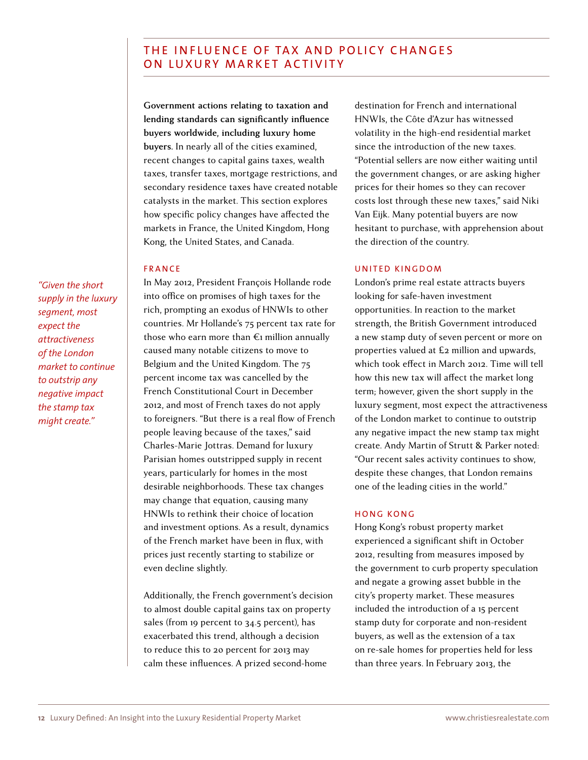## THE INFLUENCE OF TAX AND POLICY CHANGES ON LUXURY MARKET ACTIVITY

*"Given the short supply in the luxury segment, most expect the attractiveness of the London market to continue to outstrip any negative impact the stamp tax might create."*

**Government actions relating to taxation and lending standards can significantly influence buyers worldwide, including luxury home buyers.** In nearly all of the cities examined, recent changes to capital gains taxes, wealth taxes, transfer taxes, mortgage restrictions, and secondary residence taxes have created notable catalysts in the market. This section explores how specific policy changes have affected the markets in France, the United Kingdom, Hong Kong, the United States, and Canada.

### FRANCE

In May 2012, President François Hollande rode into office on promises of high taxes for the rich, prompting an exodus of HNWIs to other countries. Mr Hollande's 75 percent tax rate for those who earn more than €1 million annually caused many notable citizens to move to Belgium and the United Kingdom. The 75 percent income tax was cancelled by the French Constitutional Court in December 2012, and most of French taxes do not apply to foreigners. "But there is a real flow of French people leaving because of the taxes," said Charles-Marie Jottras. Demand for luxury Parisian homes outstripped supply in recent years, particularly for homes in the most desirable neighborhoods. These tax changes may change that equation, causing many HNWIs to rethink their choice of location and investment options. As a result, dynamics of the French market have been in flux, with prices just recently starting to stabilize or even decline slightly.

Additionally, the French government's decision to almost double capital gains tax on property sales (from 19 percent to 34.5 percent), has exacerbated this trend, although a decision to reduce this to 20 percent for 2013 may calm these influences. A prized second-home destination for French and international HNWIs, the Côte d'Azur has witnessed volatility in the high-end residential market since the introduction of the new taxes. "Potential sellers are now either waiting until the government changes, or are asking higher prices for their homes so they can recover costs lost through these new taxes," said Niki Van Eijk. Many potential buyers are now hesitant to purchase, with apprehension about the direction of the country.

### UNITED KINGDOM

London's prime real estate attracts buyers looking for safe-haven investment opportunities. In reaction to the market strength, the British Government introduced a new stamp duty of seven percent or more on properties valued at £2 million and upwards, which took effect in March 2012. Time will tell how this new tax will affect the market long term; however, given the short supply in the luxury segment, most expect the attractiveness of the London market to continue to outstrip any negative impact the new stamp tax might create. Andy Martin of Strutt & Parker noted: "Our recent sales activity continues to show, despite these changes, that London remains one of the leading cities in the world."

### HONG KONG

Hong Kong's robust property market experienced a significant shift in October 2012, resulting from measures imposed by the government to curb property speculation and negate a growing asset bubble in the city's property market. These measures included the introduction of a 15 percent stamp duty for corporate and non-resident buyers, as well as the extension of a tax on re-sale homes for properties held for less than three years. In February 2013, the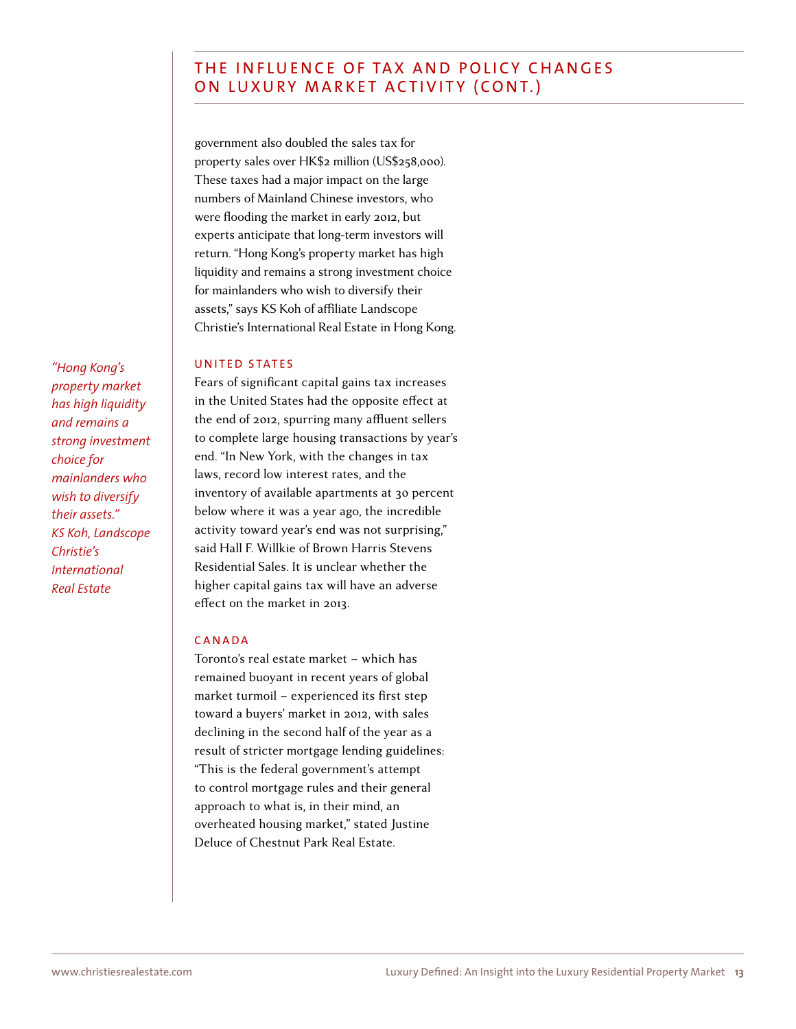## THE INFLUENCE OF TAX AND POLICY CHANGES ON LUXURY MARKET ACTIVITY (CONT.)

government also doubled the sales tax for property sales over HK$2 million (US$258,000). These taxes had a major impact on the large numbers of Mainland Chinese investors, who were flooding the market in early 2012, but experts anticipate that long-term investors will return. "Hong Kong's property market has high liquidity and remains a strong investment choice for mainlanders who wish to diversify their assets," says KS Koh of affiliate Landscope Christie's International Real Estate in Hong Kong.

*"Hong Kong's property market has high liquidity and remains a strong investment choice for mainlanders who wish to diversify their assets." KS Koh, Landscope Christie's International Real Estate*

### UNITED STATES

Fears of significant capital gains tax increases in the United States had the opposite effect at the end of 2012, spurring many affluent sellers to complete large housing transactions by year's end. "In New York, with the changes in tax laws, record low interest rates, and the inventory of available apartments at 30 percent below where it was a year ago, the incredible activity toward year's end was not surprising," said Hall F. Willkie of Brown Harris Stevens Residential Sales. It is unclear whether the higher capital gains tax will have an adverse effect on the market in 2013.

### CANADA

Toronto's real estate market – which has remained buoyant in recent years of global market turmoil – experienced its first step toward a buyers' market in 2012, with sales declining in the second half of the year as a result of stricter mortgage lending guidelines: "This is the federal government's attempt to control mortgage rules and their general approach to what is, in their mind, an overheated housing market," stated Justine Deluce of Chestnut Park Real Estate.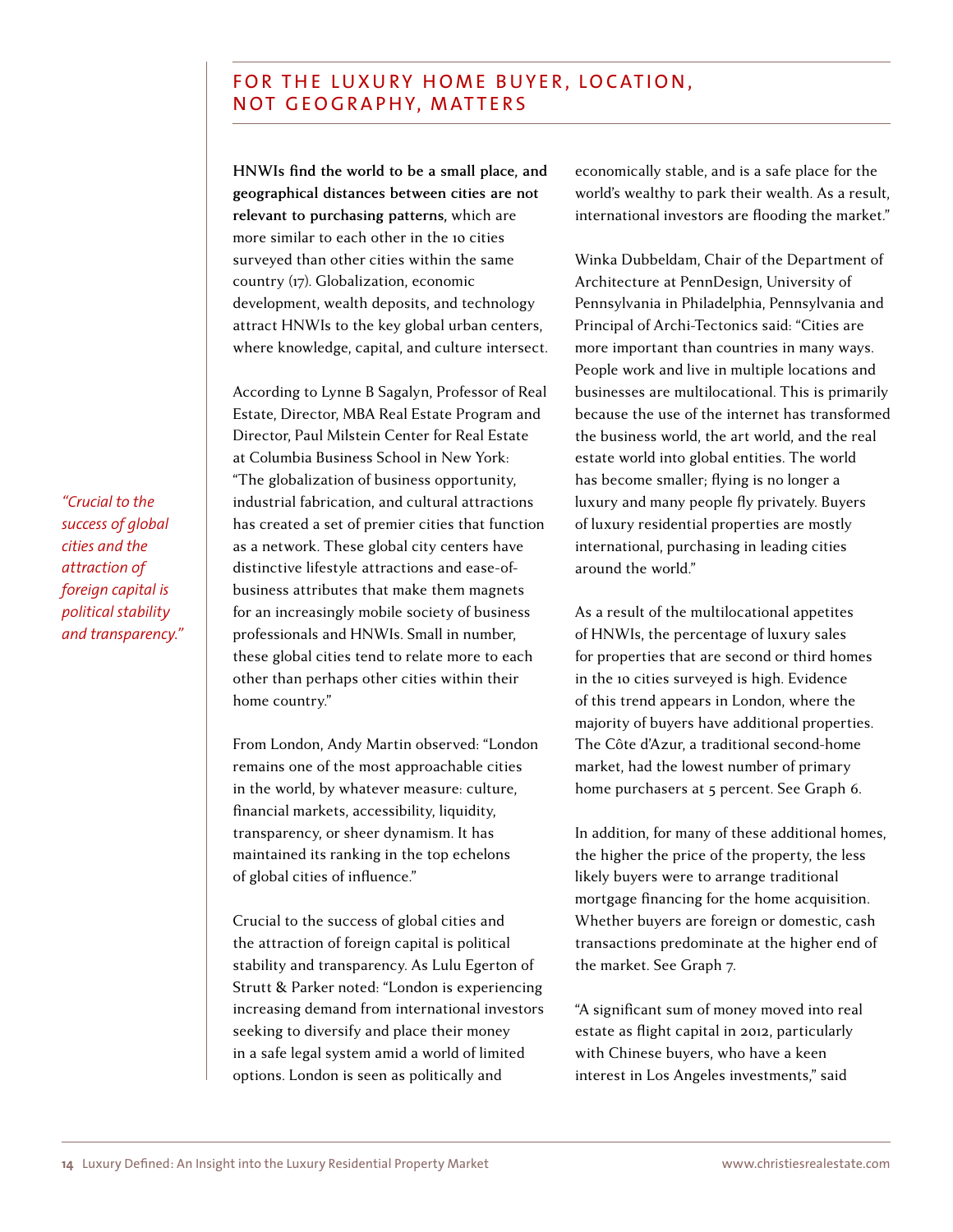## FOR THE LUXURY HOME BUYER, LOCATION, NOT GEOGRAPHY, MATTERS

**HNWIs find the world to be a small place, and geographical distances between cities are not relevant to purchasing patterns**, which are more similar to each other in the 10 cities surveyed than other cities within the same country (17). Globalization, economic development, wealth deposits, and technology attract HNWIs to the key global urban centers, where knowledge, capital, and culture intersect.

According to Lynne B Sagalyn, Professor of Real Estate, Director, MBA Real Estate Program and Director, Paul Milstein Center for Real Estate at Columbia Business School in New York: "The globalization of business opportunity, industrial fabrication, and cultural attractions has created a set of premier cities that function as a network. These global city centers have distinctive lifestyle attractions and ease-of-business attributes that make them magnets for an increasingly mobile society of business professionals and HNWIs. Small in number, these global cities tend to relate more to each other than perhaps other cities within their home country."

*"Crucial to the success of global cities and the attraction of foreign capital is political stability and transparency."*

From London, Andy Martin observed: "London remains one of the most approachable cities in the world, by whatever measure: culture, financial markets, accessibility, liquidity, transparency, or sheer dynamism. It has maintained its ranking in the top echelons of global cities of influence."

Crucial to the success of global cities and the attraction of foreign capital is political stability and transparency. As Lulu Egerton of Strutt & Parker noted: "London is experiencing increasing demand from international investors seeking to diversify and place their money in a safe legal system amid a world of limited options. London is seen as politically and economically stable, and is a safe place for the world's wealthy to park their wealth. As a result, international investors are flooding the market."

Winka Dubbeldam, Chair of the Department of Architecture at PennDesign, University of Pennsylvania in Philadelphia, Pennsylvania and Principal of Archi-Tectonics said: "Cities are more important than countries in many ways. People work and live in multiple locations and businesses are multilocational. This is primarily because the use of the internet has transformed the business world, the art world, and the real estate world into global entities. The world has become smaller; flying is no longer a luxury and many people fly privately. Buyers of luxury residential properties are mostly international, purchasing in leading cities around the world."

As a result of the multilocational appetites of HNWIs, the percentage of luxury sales for properties that are second or third homes in the 10 cities surveyed is high. Evidence of this trend appears in London, where the majority of buyers have additional properties. The Côte d'Azur, a traditional second-home market, had the lowest number of primary home purchasers at 5 percent. See Graph 6.

In addition, for many of these additional homes, the higher the price of the property, the less likely buyers were to arrange traditional mortgage financing for the home acquisition. Whether buyers are foreign or domestic, cash transactions predominate at the higher end of the market. See Graph 7.

"A significant sum of money moved into real estate as flight capital in 2012, particularly with Chinese buyers, who have a keen interest in Los Angeles investments," said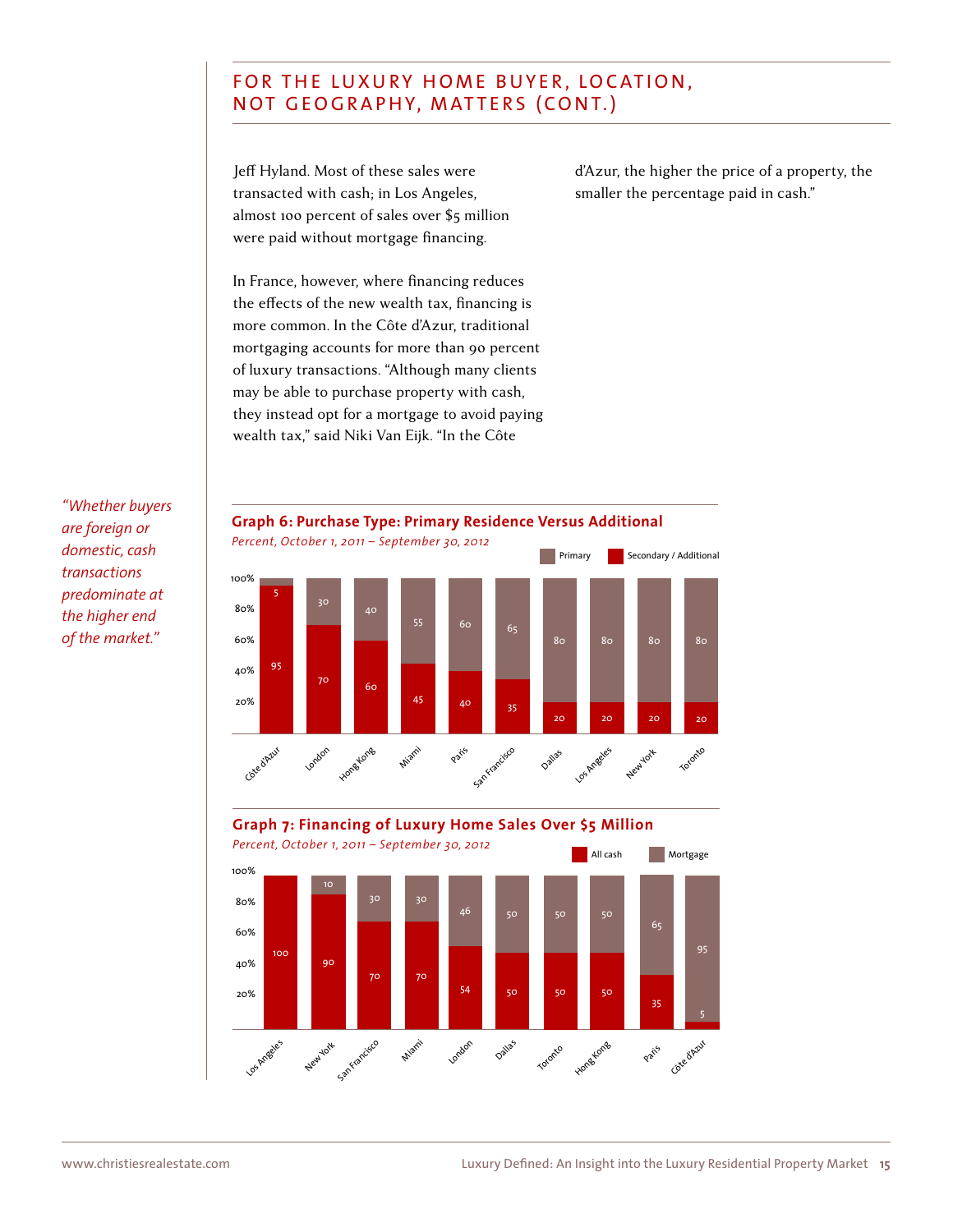## FOR THE LUXURY HOME BUYER, LOCATION, NOT GEOGRAPHY, MATTERS (CONT.)

Jeff Hyland. Most of these sales were transacted with cash; in Los Angeles, almost 100 percent of sales over $5 million were paid without mortgage financing.

In France, however, where financing reduces the effects of the new wealth tax, financing is more common. In the Côte d'Azur, traditional mortgaging accounts for more than 90 percent of luxury transactions. "Although many clients may be able to purchase property with cash, they instead opt for a mortgage to avoid paying wealth tax," said Niki Van Eijk. "In the Côte d'Azur, the higher the price of a property, the smaller the percentage paid in cash."

*"Whether buyers are foreign or domestic, cash transactions predominate at the higher end of the market."*

**Graph 6: Purchase Type: Primary Residence Versus Additional**

*Percent, October 1, 2011 – September 30, 2012*

| | Côte d'Azur | London | Hong Kong | Miami | Paris | San Francisco | Dallas | Los Angeles | New York | Toronto |
|---|---|---|---|---|---|---|---|---|---|---|
| Primary | 5 | 30 | 40 | 55 | 60 | 65 | 80 | 80 | 80 | 80 |
| Secondary / Additional | 95 | 70 | 60 | 45 | 40 | 35 | 20 | 20 | 20 | 20 |

**Graph 7: Financing of Luxury Home Sales Over $5 Million**

*Percent, October 1, 2011 – September 30, 2012*

| | Los Angeles | New York | San Francisco | Miami | London | Dallas | Toronto | Hong Kong | Paris | Côte d'Azur |
|---|---|---|---|---|---|---|---|---|---|---|
| All cash | 100 | 90 | 70 | 70 | 54 | 50 | 50 | 50 | 35 | 5 |
| Mortgage | | 10 | 30 | 30 | 46 | 50 | 50 | 50 | 65 | 95 |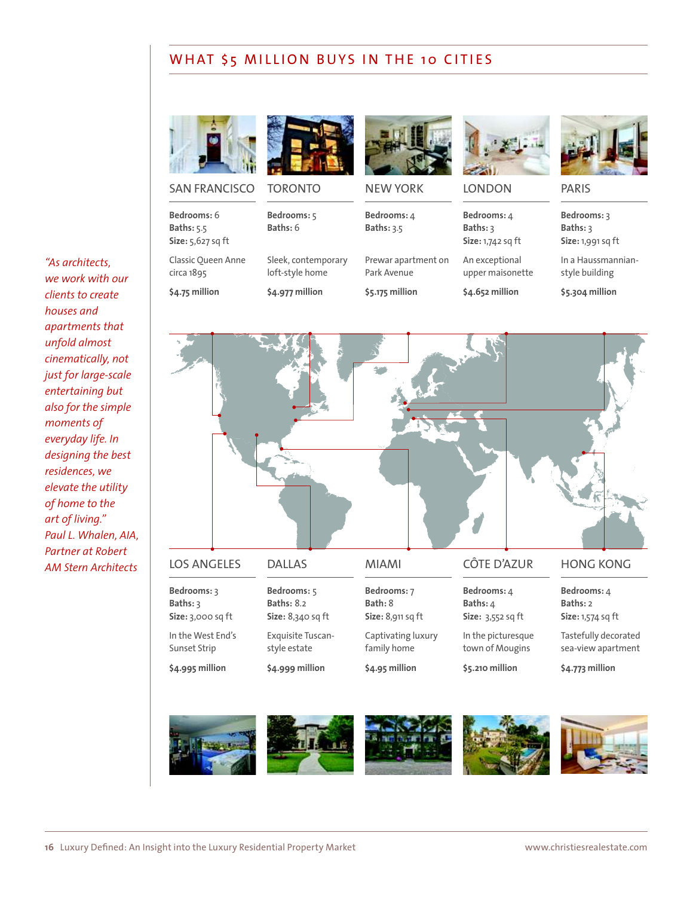## WHAT $5 MILLION BUYS IN THE 10 CITIES

*"As architects, we work with our clients to create houses and apartments that unfold almost cinematically, not just for large-scale entertaining but also for the simple moments of everyday life. In designing the best residences, we elevate the utility of home to the art of living."*
*Paul L. Whalen, AIA, Partner at Robert AM Stern Architects*

### SAN FRANCISCO

**Bedrooms:** 6
**Baths:** 5.5
**Size:** 5,627 sq ft

Classic Queen Anne circa 1895

**$4.75 million**

### TORONTO

**Bedrooms:** 5
**Baths:** 6

Sleek, contemporary loft-style home

**$4.977 million**

### NEW YORK

**Bedrooms:** 4
**Baths:** 3.5

Prewar apartment on Park Avenue

**$5.175 million**

### LONDON

**Bedrooms:** 4
**Baths:** 3
**Size:** 1,742 sq ft

An exceptional upper maisonette

**$4.652 million**

### PARIS

**Bedrooms:** 3
**Baths:** 3
**Size:** 1,991 sq ft

In a Haussmannian-style building

**$5.304 million**

### LOS ANGELES

**Bedrooms:** 3
**Baths:** 3
**Size:** 3,000 sq ft

In the West End's Sunset Strip

**$4.995 million**

### DALLAS

**Bedrooms:** 5
**Baths:** 8.2
**Size:** 8,340 sq ft

Exquisite Tuscan-style estate

**$4.999 million**

### MIAMI

**Bedrooms:** 7
**Bath:** 8
**Size:** 8,911 sq ft

Captivating luxury family home

**$4.95 million**

### CÔTE D'AZUR

**Bedrooms:** 4
**Baths:** 4
**Size:** 3,552 sq ft

In the picturesque town of Mougins

**$5.210 million**

### HONG KONG

**Bedrooms:** 4
**Baths:** 2
**Size:** 1,574 sq ft

Tastefully decorated sea-view apartment

**$4.773 million**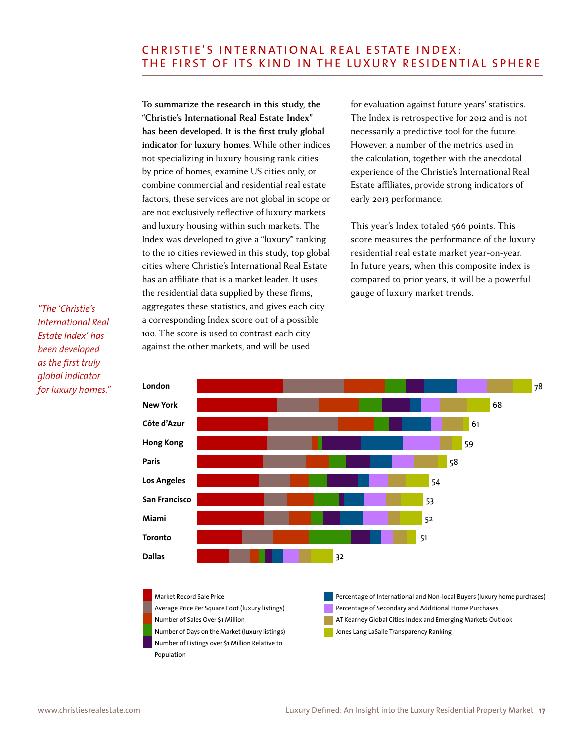## CHRISTIE'S INTERNATIONAL REAL ESTATE INDEX: THE FIRST OF ITS KIND IN THE LUXURY RESIDENTIAL SPHERE

*"The 'Christie's International Real Estate Index' has been developed as the first truly global indicator for luxury homes."*

**To summarize the research in this study, the "Christie's International Real Estate Index" has been developed. It is the first truly global indicator for luxury homes.** While other indices not specializing in luxury housing rank cities by price of homes, examine US cities only, or combine commercial and residential real estate factors, these services are not global in scope or are not exclusively reflective of luxury markets and luxury housing within such markets. The Index was developed to give a "luxury" ranking to the 10 cities reviewed in this study, top global cities where Christie's International Real Estate has an affiliate that is a market leader. It uses the residential data supplied by these firms, aggregates these statistics, and gives each city a corresponding Index score out of a possible 100. The score is used to contrast each city against the other markets, and will be used for evaluation against future years' statistics. The Index is retrospective for 2012 and is not necessarily a predictive tool for the future. However, a number of the metrics used in the calculation, together with the anecdotal experience of the Christie's International Real Estate affiliates, provide strong indicators of early 2013 performance.

This year's Index totaled 566 points. This score measures the performance of the luxury residential real estate market year-on-year. In future years, when this composite index is compared to prior years, it will be a powerful gauge of luxury market trends.

| City | Index Score |
|---|---|
| London | 78 |
| New York | 68 |
| Côte d'Azur | 61 |
| Hong Kong | 59 |
| Paris | 58 |
| Los Angeles | 54 |
| San Francisco | 53 |
| Miami | 52 |
| Toronto | 51 |
| Dallas | 32 |

- Market Record Sale Price
- Average Price Per Square Foot (luxury listings)
- Number of Sales Over $1 Million
- Number of Days on the Market (luxury listings)
- Number of Listings over $1 Million Relative to Population
- Percentage of International and Non-local Buyers (luxury home purchases)
- Percentage of Secondary and Additional Home Purchases
- AT Kearney Global Cities Index and Emerging Markets Outlook
- Jones Lang LaSalle Transparency Ranking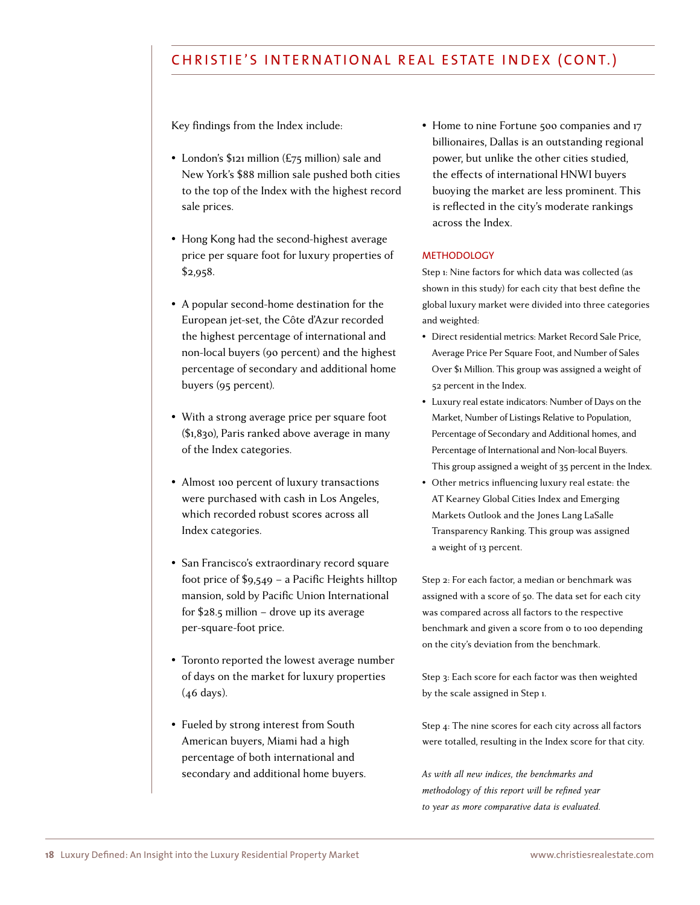## CHRISTIE'S INTERNATIONAL REAL ESTATE INDEX (CONT.)

Key findings from the Index include:

- London's $121 million (£75 million) sale and New York's $88 million sale pushed both cities to the top of the Index with the highest record sale prices.
- Hong Kong had the second-highest average price per square foot for luxury properties of $2,958.
- A popular second-home destination for the European jet-set, the Côte d'Azur recorded the highest percentage of international and non-local buyers (90 percent) and the highest percentage of secondary and additional home buyers (95 percent).
- With a strong average price per square foot ($1,830), Paris ranked above average in many of the Index categories.
- Almost 100 percent of luxury transactions were purchased with cash in Los Angeles, which recorded robust scores across all Index categories.
- San Francisco's extraordinary record square foot price of $9,549 – a Pacific Heights hilltop mansion, sold by Pacific Union International for $28.5 million – drove up its average per-square-foot price.
- Toronto reported the lowest average number of days on the market for luxury properties (46 days).
- Fueled by strong interest from South American buyers, Miami had a high percentage of both international and secondary and additional home buyers.
- Home to nine Fortune 500 companies and 17 billionaires, Dallas is an outstanding regional power, but unlike the other cities studied, the effects of international HNWI buyers buoying the market are less prominent. This is reflected in the city's moderate rankings across the Index.

### METHODOLOGY

Step 1: Nine factors for which data was collected (as shown in this study) for each city that best define the global luxury market were divided into three categories and weighted:

- Direct residential metrics: Market Record Sale Price, Average Price Per Square Foot, and Number of Sales Over $1 Million. This group was assigned a weight of 52 percent in the Index.
- Luxury real estate indicators: Number of Days on the Market, Number of Listings Relative to Population, Percentage of Secondary and Additional homes, and Percentage of International and Non-local Buyers. This group assigned a weight of 35 percent in the Index.
- Other metrics influencing luxury real estate: the AT Kearney Global Cities Index and Emerging Markets Outlook and the Jones Lang LaSalle Transparency Ranking. This group was assigned a weight of 13 percent.

Step 2: For each factor, a median or benchmark was assigned with a score of 50. The data set for each city was compared across all factors to the respective benchmark and given a score from 0 to 100 depending on the city's deviation from the benchmark.

Step 3: Each score for each factor was then weighted by the scale assigned in Step 1.

Step 4: The nine scores for each city across all factors were totalled, resulting in the Index score for that city.

*As with all new indices, the benchmarks and methodology of this report will be refined year to year as more comparative data is evaluated.*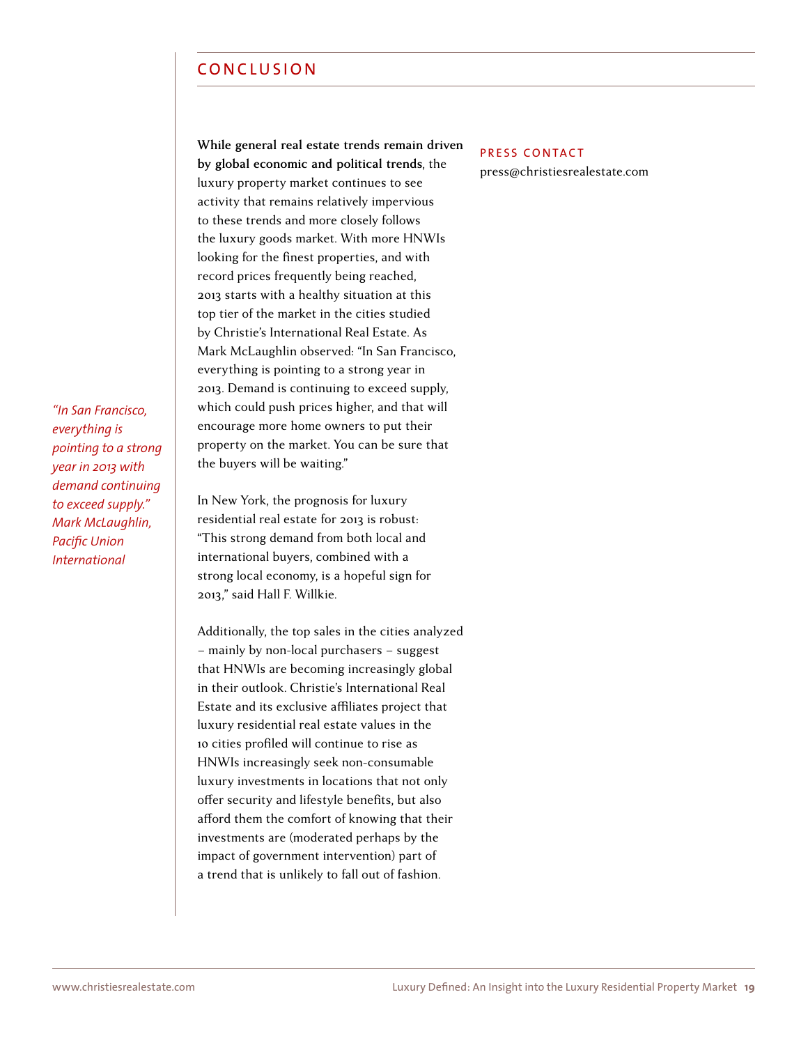## CONCLUSION

*"In San Francisco, everything is pointing to a strong year in 2013 with demand continuing to exceed supply." Mark McLaughlin, Pacific Union International*

**While general real estate trends remain driven by global economic and political trends**, the luxury property market continues to see activity that remains relatively impervious to these trends and more closely follows the luxury goods market. With more HNWIs looking for the finest properties, and with record prices frequently being reached, 2013 starts with a healthy situation at this top tier of the market in the cities studied by Christie's International Real Estate. As Mark McLaughlin observed: "In San Francisco, everything is pointing to a strong year in 2013. Demand is continuing to exceed supply, which could push prices higher, and that will encourage more home owners to put their property on the market. You can be sure that the buyers will be waiting."

In New York, the prognosis for luxury residential real estate for 2013 is robust: "This strong demand from both local and international buyers, combined with a strong local economy, is a hopeful sign for 2013," said Hall F. Willkie.

Additionally, the top sales in the cities analyzed – mainly by non-local purchasers – suggest that HNWIs are becoming increasingly global in their outlook. Christie's International Real Estate and its exclusive affiliates project that luxury residential real estate values in the 10 cities profiled will continue to rise as HNWIs increasingly seek non-consumable luxury investments in locations that not only offer security and lifestyle benefits, but also afford them the comfort of knowing that their investments are (moderated perhaps by the impact of government intervention) part of a trend that is unlikely to fall out of fashion.

PRESS CONTACT

press@christiesrealestate.com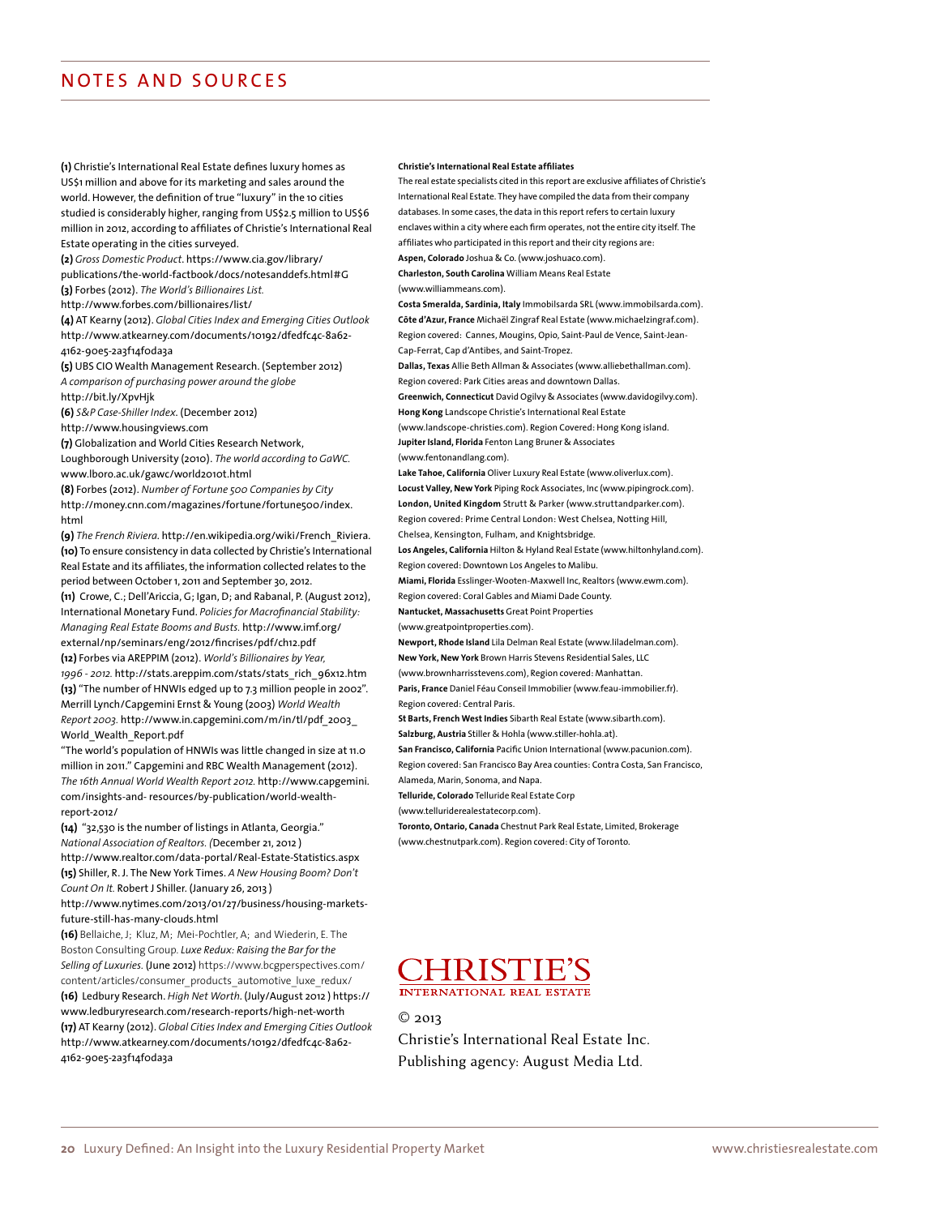# NOTES AND SOURCES

**(1)** Christie's International Real Estate defines luxury homes as US$1 million and above for its marketing and sales around the world. However, the definition of true "luxury" in the 10 cities studied is considerably higher, ranging from US$2.5 million to US$6 million in 2012, according to affiliates of Christie's International Real Estate operating in the cities surveyed.

**(2)** *Gross Domestic Product*. https://www.cia.gov/library/publications/the-world-factbook/docs/notesanddefs.html#G

**(3)** Forbes (2012). *The World's Billionaires List.* http://www.forbes.com/billionaires/list/

**(4)** AT Kearny (2012). *Global Cities Index and Emerging Cities Outlook* http://www.atkearney.com/documents/10192/dfedfc4c-8a62-4162-90e5-2a3f14foda3a

**(5)** UBS CIO Wealth Management Research. (September 2012) *A comparison of purchasing power around the globe* http://bit.ly/XpvHjk

**(6)** *S&P Case-Shiller Index*. (December 2012) http://www.housingviews.com

**(7)** Globalization and World Cities Research Network, Loughborough University (2010). *The world according to GaWC.* www.lboro.ac.uk/gawc/world2010t.html

**(8)** Forbes (2012). *Number of Fortune 500 Companies by City* http://money.cnn.com/magazines/fortune/fortune500/index.html

**(9)** *The French Riviera.* http://en.wikipedia.org/wiki/French_Riviera.

**(10)** To ensure consistency in data collected by Christie's International Real Estate and its affiliates, the information collected relates to the period between October 1, 2011 and September 30, 2012.

**(11)** Crowe, C.; Dell'Ariccia, G; Igan, D; and Rabanal, P. (August 2012), International Monetary Fund. *Policies for Macrofinancial Stability: Managing Real Estate Booms and Busts.* http://www.imf.org/external/np/seminars/eng/2012/fincrises/pdf/ch12.pdf

**(12)** Forbes via AREPPIM (2012). *World's Billionaires by Year, 1996 - 2012.* http://stats.areppim.com/stats/stats_rich_96x12.htm

**(13)** "The number of HNWIs edged up to 7.3 million people in 2002". Merrill Lynch/Capgemini Ernst & Young (2003) *World Wealth Report 2003.* http://www.in.capgemini.com/m/in/tl/pdf_2003_World_Wealth_Report.pdf

"The world's population of HNWIs was little changed in size at 11.0 million in 2011." Capgemini and RBC Wealth Management (2012). *The 16th Annual World Wealth Report 2012.* http://www.capgemini.com/insights-and- resources/by-publication/world-wealth-report-2012/

**(14)** "32,530 is the number of listings in Atlanta, Georgia." *National Association of Realtors. (*December 21, 2012 ) http://www.realtor.com/data-portal/Real-Estate-Statistics.aspx

**(15)** Shiller, R. J. The New York Times. *A New Housing Boom? Don't Count On It.* Robert J Shiller. (January 26, 2013 ) http://www.nytimes.com/2013/01/27/business/housing-markets-future-still-has-many-clouds.html

**(16)** Bellaiche, J; Kluz, M; Mei-Pochtler, A; and Wiederin, E. The Boston Consulting Group. *Luxe Redux: Raising the Bar for the Selling of Luxuries.* (June 2012) https://www.bcgperspectives.com/content/articles/consumer_products_automotive_luxe_redux/

**(16)** Ledbury Research. *High Net Worth*. (July/August 2012 ) https://www.ledburyresearch.com/research-reports/high-net-worth

**(17)** AT Kearny (2012). *Global Cities Index and Emerging Cities Outlook* http://www.atkearney.com/documents/10192/dfedfc4c-8a62-4162-90e5-2a3f14foda3a

**Christie's International Real Estate affiliates**

The real estate specialists cited in this report are exclusive affiliates of Christie's International Real Estate. They have compiled the data from their company databases. In some cases, the data in this report refers to certain luxury enclaves within a city where each firm operates, not the entire city itself. The affiliates who participated in this report and their city regions are:

**Aspen, Colorado** Joshua & Co. (www.joshuaco.com).

**Charleston, South Carolina** William Means Real Estate (www.williammeans.com).

**Costa Smeralda, Sardinia, Italy** Immobilsarda SRL (www.immobilsarda.com).

**Côte d'Azur, France** Michaël Zingraf Real Estate (www.michaelzingraf.com). Region covered: Cannes, Mougins, Opio, Saint-Paul de Vence, Saint-Jean-Cap-Ferrat, Cap d'Antibes, and Saint-Tropez.

**Dallas, Texas** Allie Beth Allman & Associates (www.alliebethallman.com). Region covered: Park Cities areas and downtown Dallas.

**Greenwich, Connecticut** David Ogilvy & Associates (www.davidogilvy.com).

**Hong Kong** Landscope Christie's International Real Estate (www.landscope-christies.com). Region Covered: Hong Kong island.

**Jupiter Island, Florida** Fenton Lang Bruner & Associates (www.fentonandlang.com).

**Lake Tahoe, California** Oliver Luxury Real Estate (www.oliverlux.com).

**Locust Valley, New York** Piping Rock Associates, Inc (www.pipingrock.com).

**London, United Kingdom** Strutt & Parker (www.struttandparker.com). Region covered: Prime Central London: West Chelsea, Notting Hill, Chelsea, Kensington, Fulham, and Knightsbridge.

**Los Angeles, California** Hilton & Hyland Real Estate (www.hiltonhyland.com). Region covered: Downtown Los Angeles to Malibu.

**Miami, Florida** Esslinger-Wooten-Maxwell Inc, Realtors (www.ewm.com). Region covered: Coral Gables and Miami Dade County.

**Nantucket, Massachusetts** Great Point Properties (www.greatpointproperties.com).

**Newport, Rhode Island** Lila Delman Real Estate (www.liladelman.com).

**New York, New York** Brown Harris Stevens Residential Sales, LLC (www.brownharrisstevens.com), Region covered: Manhattan.

**Paris, France** Daniel Féau Conseil Immobilier (www.feau-immobilier.fr). Region covered: Central Paris.

**St Barts, French West Indies** Sibarth Real Estate (www.sibarth.com).

**Salzburg, Austria** Stiller & Hohla (www.stiller-hohla.at).

**San Francisco, California** Pacific Union International (www.pacunion.com). Region covered: San Francisco Bay Area counties: Contra Costa, San Francisco, Alameda, Marin, Sonoma, and Napa.

**Telluride, Colorado** Telluride Real Estate Corp (www.telluriderealestatecorp.com).

**Toronto, Ontario, Canada** Chestnut Park Real Estate, Limited, Brokerage (www.chestnutpark.com). Region covered: City of Toronto.

CHRISTIE'S INTERNATIONAL REAL ESTATE

© 2013
Christie's International Real Estate Inc.
Publishing agency: August Media Ltd.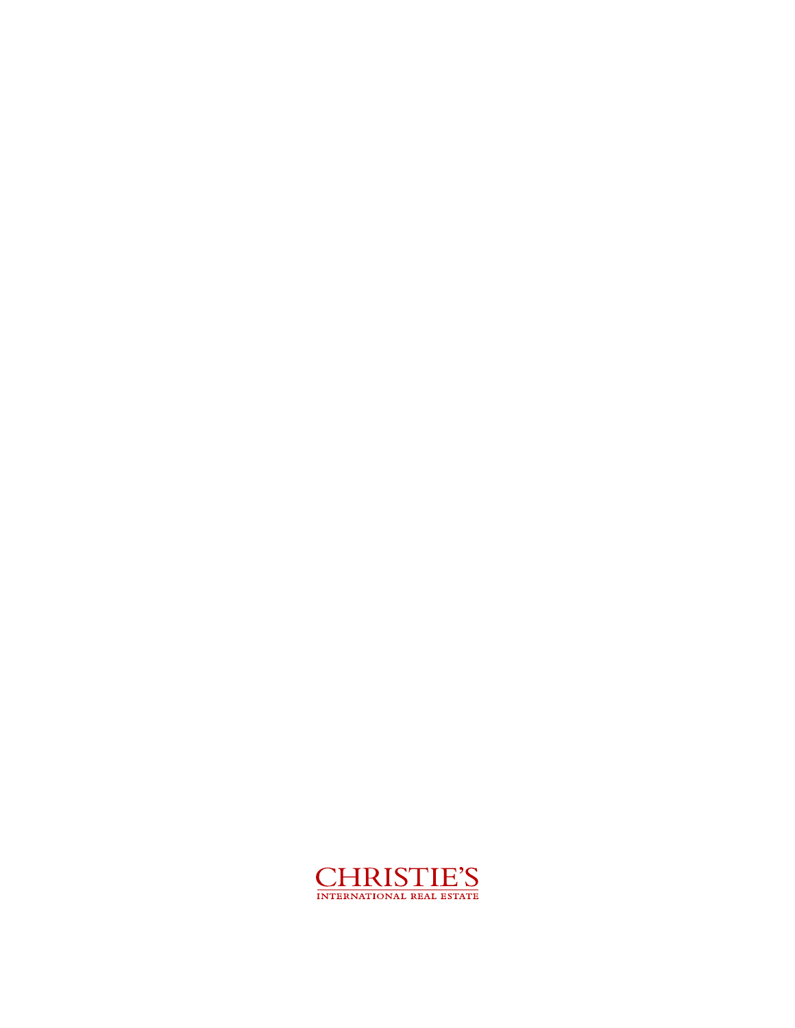CHRISTIE'S

INTERNATIONAL REAL ESTATE